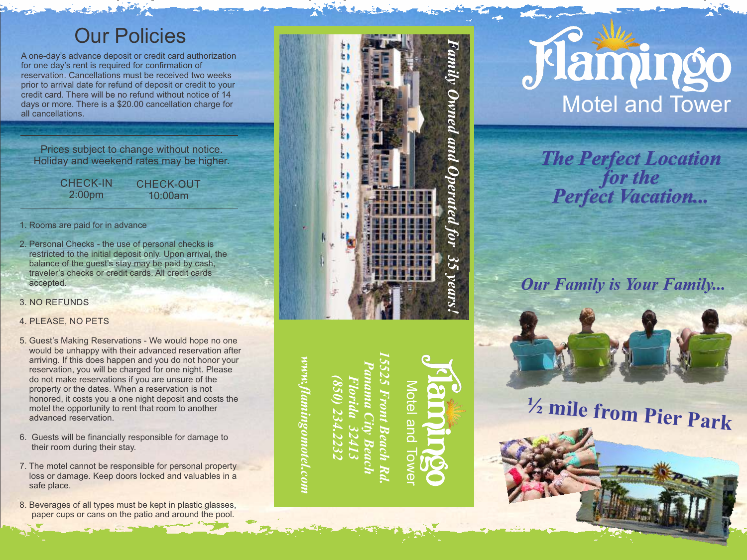# Our Policies

A one-day's advance deposit or credit card authorization for one day's rent is required for confirmation of reservation. Cancellations must be received two weeks prior to arrival date for refund of deposit or credit to your credit card. There will be no refund without notice of 14 days or more. There is a $20.00 cancellation charge for all cancellations.

---

Prices subject to change without notice.
Holiday and weekend rates may be higher.

| CHECK-IN | CHECK-OUT |
| --- | --- |
| 2:00pm | 10:00am |

---

1. Rooms are paid for in advance
2. Personal Checks - the use of personal checks is restricted to the initial deposit only. Upon arrival, the balance of the guest's stay may be paid by cash, traveler's checks or credit cards. All credit cards accepted.
3. NO REFUNDS
4. PLEASE, NO PETS
5. Guest's Making Reservations - We would hope no one would be unhappy with their advanced reservation after arriving. If this does happen and you do not honor your reservation, you will be charged for one night. Please do not make reservations if you are unsure of the property or the dates. When a reservation is not honored, it costs you a one night deposit and costs the motel the opportunity to rent that room to another advanced reservation.
6. Guests will be financially responsible for damage to their room during their stay.
7. The motel cannot be responsible for personal property loss or damage. Keep doors locked and valuables in a safe place.
8. Beverages of all types must be kept in plastic glasses, paper cups or cans on the patio and around the pool.

*Family Owned and Operated for 35 years!*

**Flamingo**
Motel and Tower

*15525 Front Beach Rd.*
*Panama City Beach*
*Florida 32413*
*(850) 234.2232*

*www.flamingomotel.com*

# Flamingo
## Motel and Tower

***The Perfect Location for the Perfect Vacation...***

***Our Family is Your Family...***

**½ mile from Pier Park**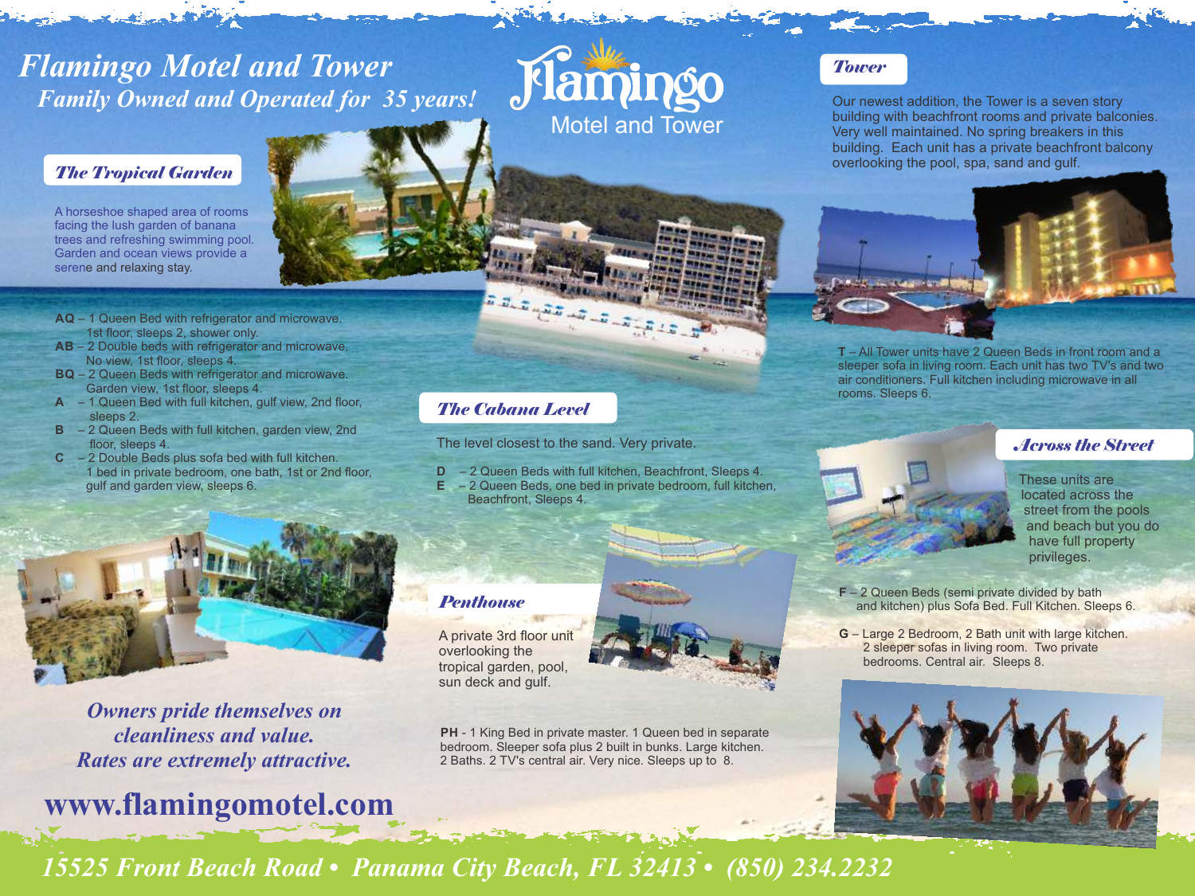# Flamingo Motel and Tower

## *Family Owned and Operated for 35 years!*

Flamingo
Motel and Tower

### *The Tropical Garden*

A horseshoe shaped area of rooms facing the lush garden of banana trees and refreshing swimming pool. Garden and ocean views provide a serene and relaxing stay.

- **AQ** – 1 Queen Bed with refrigerator and microwave. 1st floor, sleeps 2, shower only.
- **AB** – 2 Double beds with refrigerator and microwave. No view, 1st floor, sleeps 4.
- **BQ** – 2 Queen Beds with refrigerator and microwave. Garden view, 1st floor, sleeps 4.
- **A** – 1 Queen Bed with full kitchen, gulf view, 2nd floor, sleeps 2.
- **B** – 2 Queen Beds with full kitchen, garden view, 2nd floor, sleeps 4.
- **C** – 2 Double Beds plus sofa bed with full kitchen. 1 bed in private bedroom, one bath, 1st or 2nd floor, gulf and garden view, sleeps 6.

*Owners pride themselves on cleanliness and value.*
*Rates are extremely attractive.*

**www.flamingomotel.com**

### *The Cabana Level*

The level closest to the sand. Very private.

- **D** – 2 Queen Beds with full kitchen, Beachfront, Sleeps 4.
- **E** – 2 Queen Beds, one bed in private bedroom, full kitchen, Beachfront, Sleeps 4.

### *Penthouse*

A private 3rd floor unit overlooking the tropical garden, pool, sun deck and gulf.

**PH** - 1 King Bed in private master. 1 Queen bed in separate bedroom. Sleeper sofa plus 2 built in bunks. Large kitchen. 2 Baths. 2 TV's central air. Very nice. Sleeps up to 8.

### *Tower*

Our newest addition, the Tower is a seven story building with beachfront rooms and private balconies. Very well maintained. No spring breakers in this building. Each unit has a private beachfront balcony overlooking the pool, spa, sand and gulf.

**T** – All Tower units have 2 Queen Beds in front room and a sleeper sofa in living room. Each unit has two TV's and two air conditioners. Full kitchen including microwave in all rooms. Sleeps 6.

### *Across the Street*

These units are located across the street from the pools and beach but you do have full property privileges.

- **F** – 2 Queen Beds (semi private divided by bath and kitchen) plus Sofa Bed. Full Kitchen. Sleeps 6.
- **G** – Large 2 Bedroom, 2 Bath unit with large kitchen. 2 sleeper sofas in living room. Two private bedrooms. Central air. Sleeps 8.

*15525 Front Beach Road • Panama City Beach, FL 32413 • (850) 234.2232*